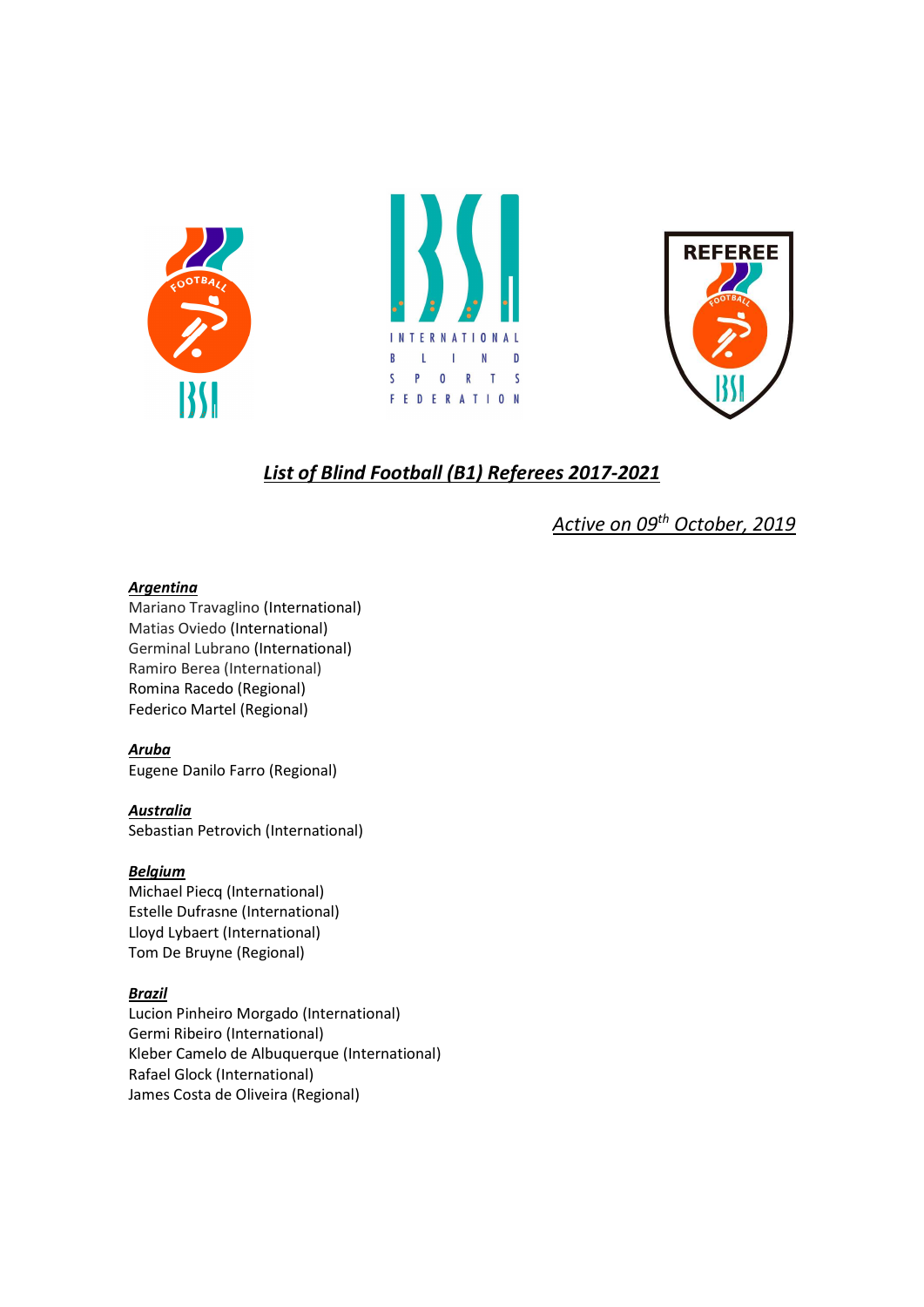## *List of Blind Football (B1) Referees 2017-2021*

*Active on 09th October, 2019*

***Argentina***

Mariano Travaglino (International)
Matias Oviedo (International)
Germinal Lubrano (International)
Ramiro Berea (International)
Romina Racedo (Regional)
Federico Martel (Regional)

***Aruba***

Eugene Danilo Farro (Regional)

***Australia***

Sebastian Petrovich (International)

***Belgium***

Michael Piecq (International)
Estelle Dufrasne (International)
Lloyd Lybaert (International)
Tom De Bruyne (Regional)

***Brazil***

Lucion Pinheiro Morgado (International)
Germi Ribeiro (International)
Kleber Camelo de Albuquerque (International)
Rafael Glock (International)
James Costa de Oliveira (Regional)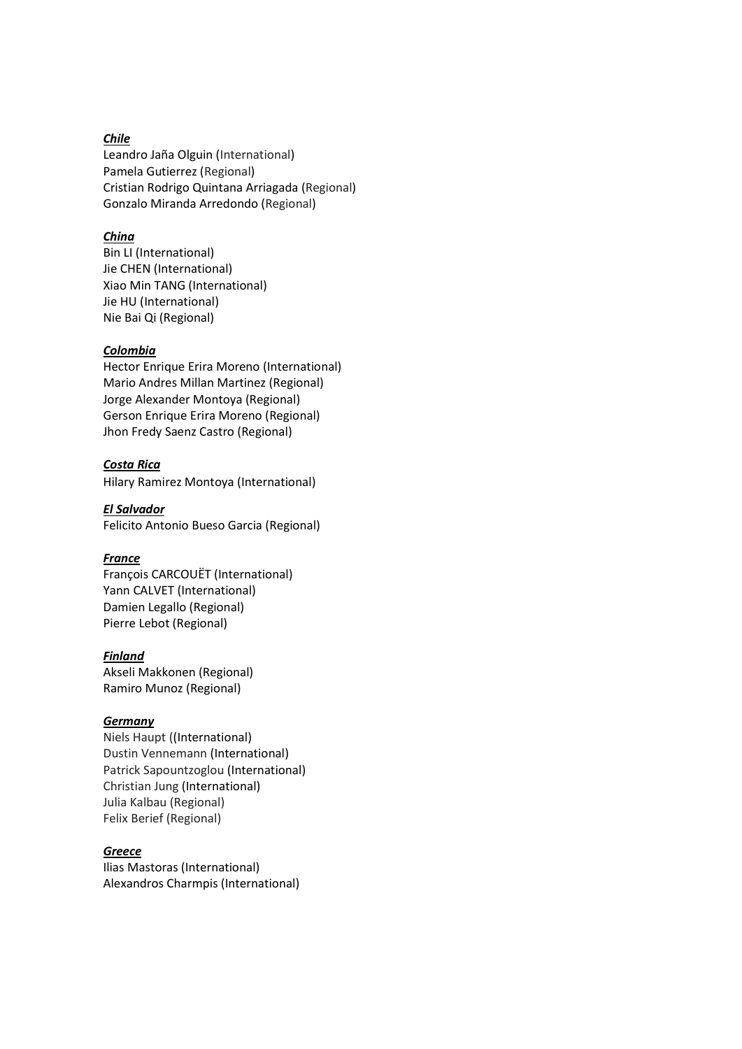***Chile***

Leandro Jaña Olguin (International)
Pamela Gutierrez (Regional)
Cristian Rodrigo Quintana Arriagada (Regional)
Gonzalo Miranda Arredondo (Regional)

***China***

Bin LI (International)
Jie CHEN (International)
Xiao Min TANG (International)
Jie HU (International)
Nie Bai Qi (Regional)

***Colombia***

Hector Enrique Erira Moreno (International)
Mario Andres Millan Martinez (Regional)
Jorge Alexander Montoya (Regional)
Gerson Enrique Erira Moreno (Regional)
Jhon Fredy Saenz Castro (Regional)

***Costa Rica***

Hilary Ramirez Montoya (International)

***El Salvador***

Felicito Antonio Bueso Garcia (Regional)

***France***

François CARCOUËT (International)
Yann CALVET (International)
Damien Legallo (Regional)
Pierre Lebot (Regional)

***Finland***

Akseli Makkonen (Regional)
Ramiro Munoz (Regional)

***Germany***

Niels Haupt ((International)
Dustin Vennemann (International)
Patrick Sapountzoglou (International)
Christian Jung (International)
Julia Kalbau (Regional)
Felix Berief (Regional)

***Greece***

Ilias Mastoras (International)
Alexandros Charmpis (International)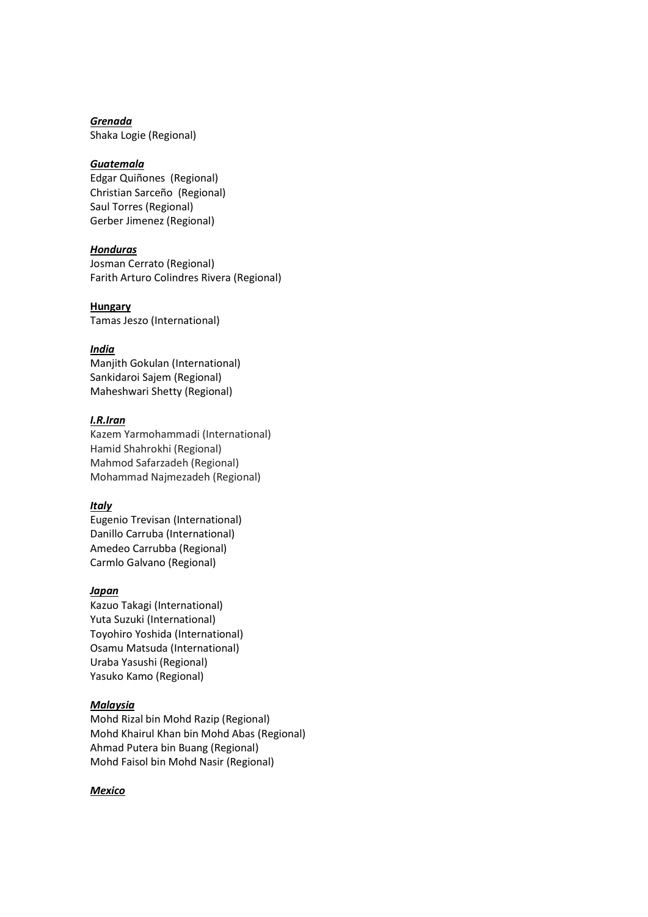***Grenada***

Shaka Logie (Regional)

***Guatemala***

Edgar Quiñones (Regional)
Christian Sarceño (Regional)
Saul Torres (Regional)
Gerber Jimenez (Regional)

***Honduras***

Josman Cerrato (Regional)
Farith Arturo Colindres Rivera (Regional)

**Hungary**

Tamas Jeszo (International)

***India***

Manjith Gokulan (International)
Sankidaroi Sajem (Regional)
Maheshwari Shetty (Regional)

***I.R.Iran***

Kazem Yarmohammadi (International)
Hamid Shahrokhi (Regional)
Mahmod Safarzadeh (Regional)
Mohammad Najmezadeh (Regional)

***Italy***

Eugenio Trevisan (International)
Danillo Carruba (International)
Amedeo Carrubba (Regional)
Carmlo Galvano (Regional)

***Japan***

Kazuo Takagi (International)
Yuta Suzuki (International)
Toyohiro Yoshida (International)
Osamu Matsuda (International)
Uraba Yasushi (Regional)
Yasuko Kamo (Regional)

***Malaysia***

Mohd Rizal bin Mohd Razip (Regional)
Mohd Khairul Khan bin Mohd Abas (Regional)
Ahmad Putera bin Buang (Regional)
Mohd Faisol bin Mohd Nasir (Regional)

***Mexico***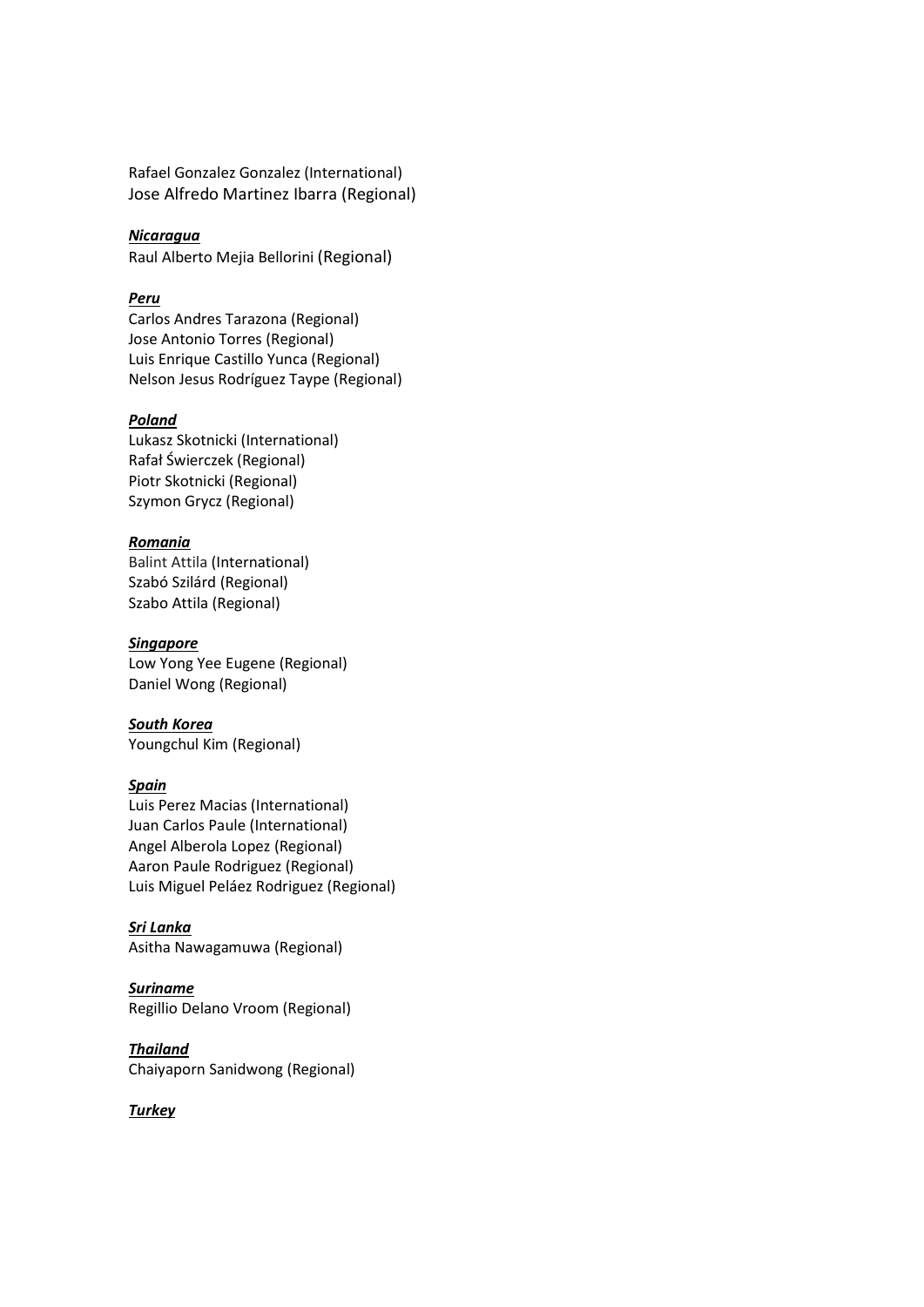Rafael Gonzalez Gonzalez (International)
Jose Alfredo Martinez Ibarra (Regional)

***Nicaragua***
Raul Alberto Mejia Bellorini (Regional)

***Peru***
Carlos Andres Tarazona (Regional)
Jose Antonio Torres (Regional)
Luis Enrique Castillo Yunca (Regional)
Nelson Jesus Rodríguez Taype (Regional)

***Poland***
Lukasz Skotnicki (International)
Rafał Świerczek (Regional)
Piotr Skotnicki (Regional)
Szymon Grycz (Regional)

***Romania***
Balint Attila (International)
Szabó Szilárd (Regional)
Szabo Attila (Regional)

***Singapore***
Low Yong Yee Eugene (Regional)
Daniel Wong (Regional)

***South Korea***
Youngchul Kim (Regional)

***Spain***
Luis Perez Macias (International)
Juan Carlos Paule (International)
Angel Alberola Lopez (Regional)
Aaron Paule Rodriguez (Regional)
Luis Miguel Peláez Rodriguez (Regional)

***Sri Lanka***
Asitha Nawagamuwa (Regional)

***Suriname***
Regillio Delano Vroom (Regional)

***Thailand***
Chaiyaporn Sanidwong (Regional)

***Turkey***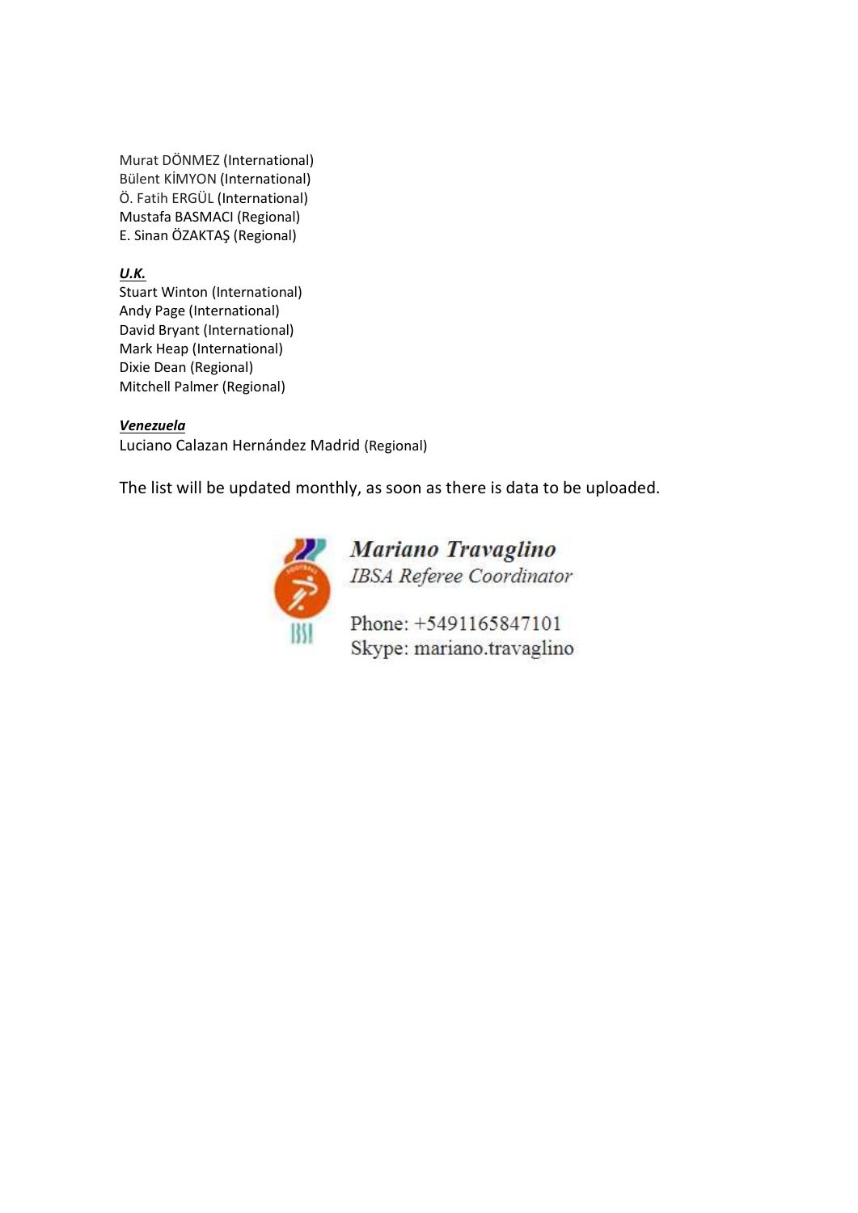Murat DÖNMEZ (International)
Bülent KİMYON (International)
Ö. Fatih ERGÜL (International)
Mustafa BASMACI (Regional)
E. Sinan ÖZAKTAŞ (Regional)

***U.K.***

Stuart Winton (International)
Andy Page (International)
David Bryant (International)
Mark Heap (International)
Dixie Dean (Regional)
Mitchell Palmer (Regional)

***Venezuela***

Luciano Calazan Hernández Madrid (Regional)

The list will be updated monthly, as soon as there is data to be uploaded.

***Mariano Travaglino***
*IBSA Referee Coordinator*

Phone: +5491165847101
Skype: mariano.travaglino